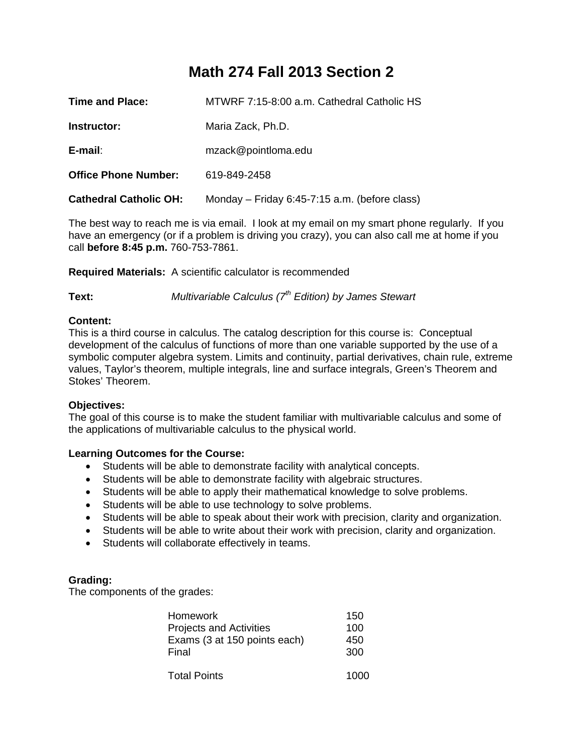# Math 274 Fall 2013 Section 2

**Time and Place:** MTWRF 7:15-8:00 a.m. Cathedral Catholic HS

**Instructor:** Maria Zack, Ph.D.

**E-mail**: mzack@pointloma.edu

**Office Phone Number:** 619-849-2458

**Cathedral Catholic OH:** Monday – Friday 6:45-7:15 a.m. (before class)

The best way to reach me is via email. I look at my email on my smart phone regularly. If you have an emergency (or if a problem is driving you crazy), you can also call me at home if you call **before 8:45 p.m.** 760-753-7861.

**Required Materials:** A scientific calculator is recommended

**Text:** *Multivariable Calculus (7th Edition) by James Stewart*

**Content:**
This is a third course in calculus. The catalog description for this course is: Conceptual development of the calculus of functions of more than one variable supported by the use of a symbolic computer algebra system. Limits and continuity, partial derivatives, chain rule, extreme values, Taylor's theorem, multiple integrals, line and surface integrals, Green's Theorem and Stokes' Theorem.

**Objectives:**
The goal of this course is to make the student familiar with multivariable calculus and some of the applications of multivariable calculus to the physical world.

**Learning Outcomes for the Course:**

- Students will be able to demonstrate facility with analytical concepts.
- Students will be able to demonstrate facility with algebraic structures.
- Students will be able to apply their mathematical knowledge to solve problems.
- Students will be able to use technology to solve problems.
- Students will be able to speak about their work with precision, clarity and organization.
- Students will be able to write about their work with precision, clarity and organization.
- Students will collaborate effectively in teams.

**Grading:**
The components of the grades:

| Component | Points |
|---|---|
| Homework | 150 |
| Projects and Activities | 100 |
| Exams (3 at 150 points each) | 450 |
| Final | 300 |
| Total Points | 1000 |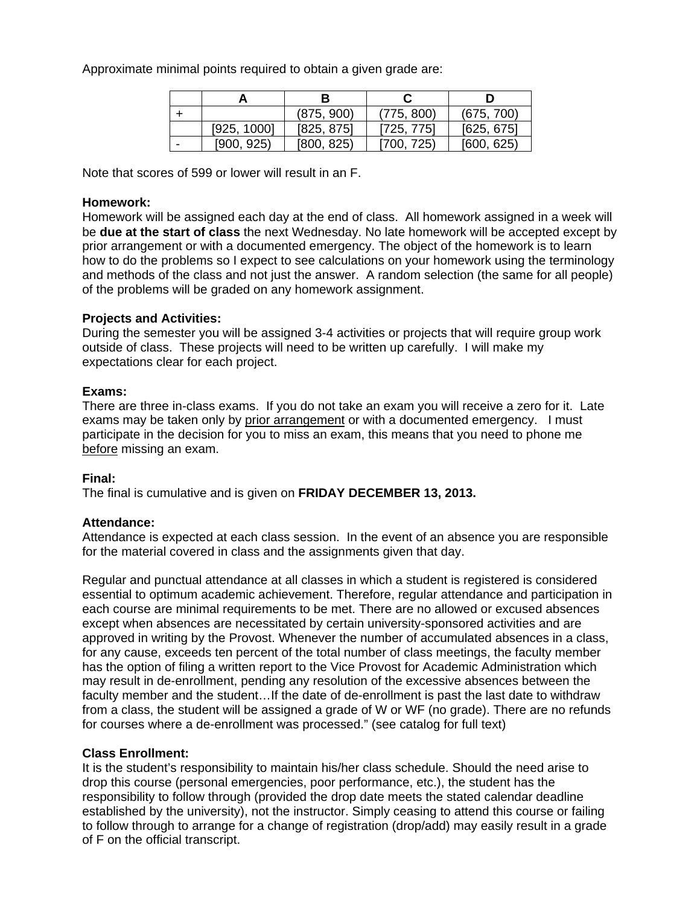Approximate minimal points required to obtain a given grade are:

| | A | B | C | D |
|---|---|---|---|---|
| + | | (875, 900) | (775, 800) | (675, 700) |
| | [925, 1000] | [825, 875] | [725, 775] | [625, 675] |
| - | [900, 925) | [800, 825) | [700, 725) | [600, 625) |

Note that scores of 599 or lower will result in an F.

**Homework:**
Homework will be assigned each day at the end of class. All homework assigned in a week will be **due at the start of class** the next Wednesday. No late homework will be accepted except by prior arrangement or with a documented emergency. The object of the homework is to learn how to do the problems so I expect to see calculations on your homework using the terminology and methods of the class and not just the answer. A random selection (the same for all people) of the problems will be graded on any homework assignment.

**Projects and Activities:**
During the semester you will be assigned 3-4 activities or projects that will require group work outside of class. These projects will need to be written up carefully. I will make my expectations clear for each project.

**Exams:**
There are three in-class exams. If you do not take an exam you will receive a zero for it. Late exams may be taken only by <u>prior arrangement</u> or with a documented emergency. I must participate in the decision for you to miss an exam, this means that you need to phone me <u>before</u> missing an exam.

**Final:**
The final is cumulative and is given on **FRIDAY DECEMBER 13, 2013.**

**Attendance:**
Attendance is expected at each class session. In the event of an absence you are responsible for the material covered in class and the assignments given that day.

Regular and punctual attendance at all classes in which a student is registered is considered essential to optimum academic achievement. Therefore, regular attendance and participation in each course are minimal requirements to be met. There are no allowed or excused absences except when absences are necessitated by certain university-sponsored activities and are approved in writing by the Provost. Whenever the number of accumulated absences in a class, for any cause, exceeds ten percent of the total number of class meetings, the faculty member has the option of filing a written report to the Vice Provost for Academic Administration which may result in de-enrollment, pending any resolution of the excessive absences between the faculty member and the student…If the date of de-enrollment is past the last date to withdraw from a class, the student will be assigned a grade of W or WF (no grade). There are no refunds for courses where a de-enrollment was processed." (see catalog for full text)

**Class Enrollment:**
It is the student's responsibility to maintain his/her class schedule. Should the need arise to drop this course (personal emergencies, poor performance, etc.), the student has the responsibility to follow through (provided the drop date meets the stated calendar deadline established by the university), not the instructor. Simply ceasing to attend this course or failing to follow through to arrange for a change of registration (drop/add) may easily result in a grade of F on the official transcript.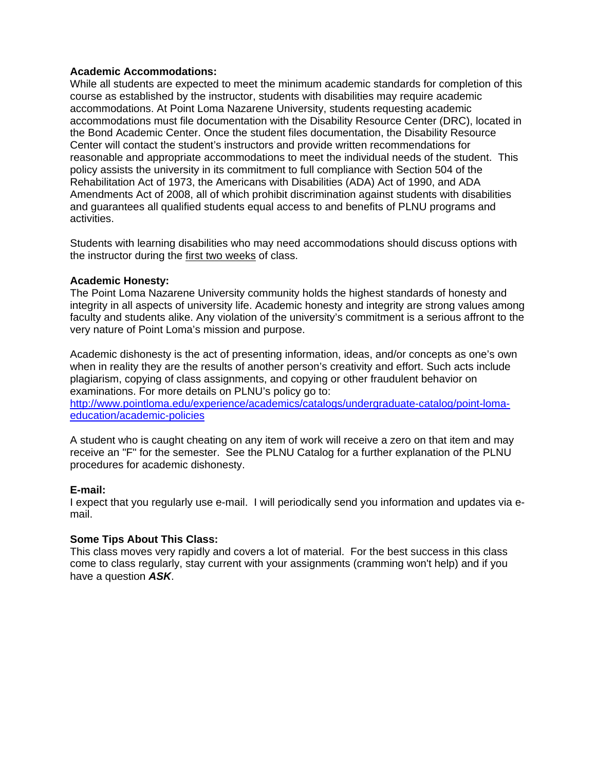**Academic Accommodations:**
While all students are expected to meet the minimum academic standards for completion of this course as established by the instructor, students with disabilities may require academic accommodations. At Point Loma Nazarene University, students requesting academic accommodations must file documentation with the Disability Resource Center (DRC), located in the Bond Academic Center. Once the student files documentation, the Disability Resource Center will contact the student's instructors and provide written recommendations for reasonable and appropriate accommodations to meet the individual needs of the student. This policy assists the university in its commitment to full compliance with Section 504 of the Rehabilitation Act of 1973, the Americans with Disabilities (ADA) Act of 1990, and ADA Amendments Act of 2008, all of which prohibit discrimination against students with disabilities and guarantees all qualified students equal access to and benefits of PLNU programs and activities.

Students with learning disabilities who may need accommodations should discuss options with the instructor during the first two weeks of class.

**Academic Honesty:**
The Point Loma Nazarene University community holds the highest standards of honesty and integrity in all aspects of university life. Academic honesty and integrity are strong values among faculty and students alike. Any violation of the university's commitment is a serious affront to the very nature of Point Loma's mission and purpose.

Academic dishonesty is the act of presenting information, ideas, and/or concepts as one's own when in reality they are the results of another person's creativity and effort. Such acts include plagiarism, copying of class assignments, and copying or other fraudulent behavior on examinations. For more details on PLNU's policy go to:
[http://www.pointloma.edu/experience/academics/catalogs/undergraduate-catalog/point-loma-education/academic-policies](http://www.pointloma.edu/experience/academics/catalogs/undergraduate-catalog/point-loma-education/academic-policies)

A student who is caught cheating on any item of work will receive a zero on that item and may receive an "F" for the semester. See the PLNU Catalog for a further explanation of the PLNU procedures for academic dishonesty.

**E-mail:**
I expect that you regularly use e-mail. I will periodically send you information and updates via e-mail.

**Some Tips About This Class:**
This class moves very rapidly and covers a lot of material. For the best success in this class come to class regularly, stay current with your assignments (cramming won't help) and if you have a question ***ASK***.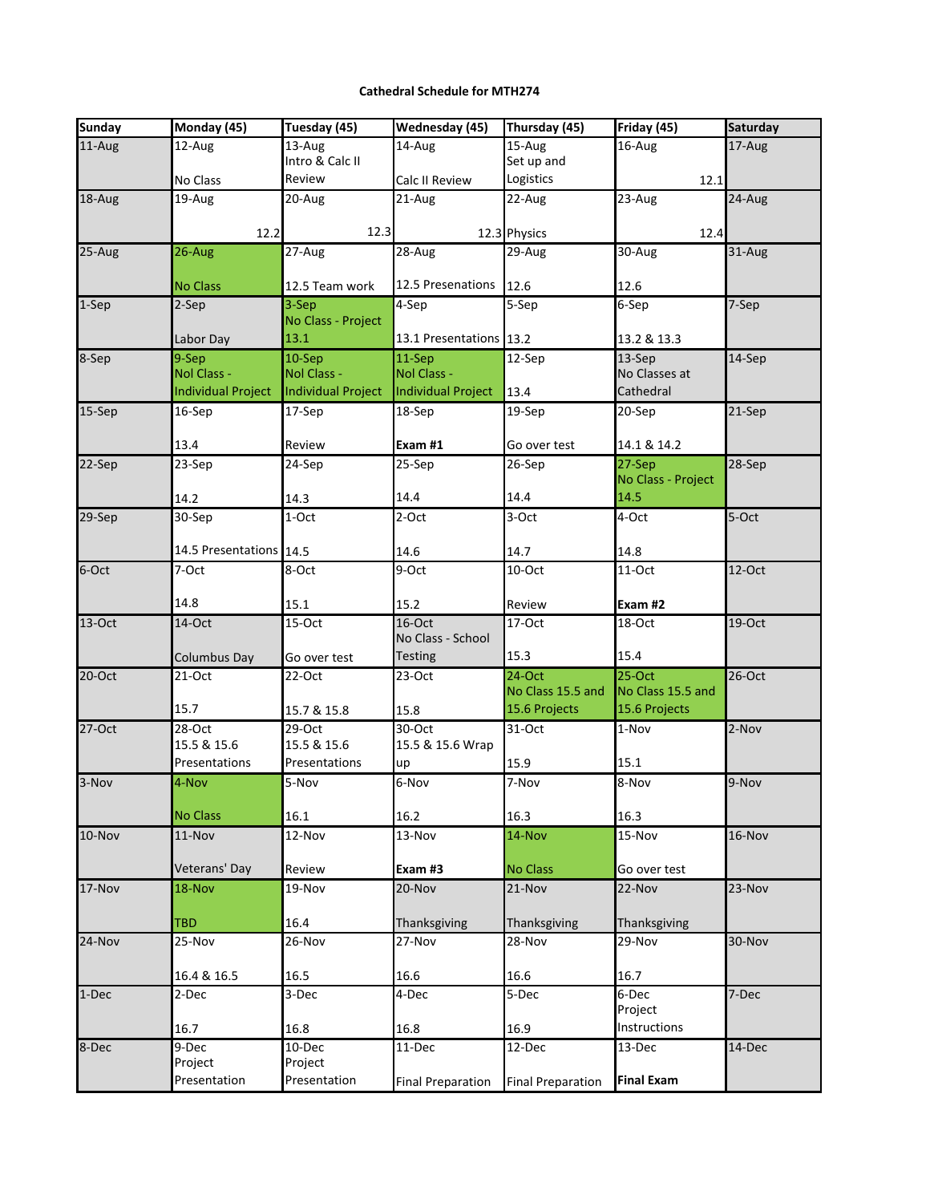**Cathedral Schedule for MTH274**

| Sunday | Monday (45) | Tuesday (45) | Wednesday (45) | Thursday (45) | Friday (45) | Saturday |
|---|---|---|---|---|---|---|
| 11-Aug | 12-Aug No Class | 13-Aug Intro & Calc II Review | 14-Aug Calc II Review | 15-Aug Set up and Logistics | 16-Aug 12.1 | 17-Aug |
| 18-Aug | 19-Aug 12.2 | 20-Aug 12.3 | 21-Aug 12.3 | 22-Aug Physics | 23-Aug 12.4 | 24-Aug |
| 25-Aug | 26-Aug No Class | 27-Aug 12.5 Team work | 28-Aug 12.5 Presenations | 29-Aug 12.6 | 30-Aug 12.6 | 31-Aug |
| 1-Sep | 2-Sep Labor Day | 3-Sep No Class - Project 13.1 | 4-Sep 13.1 Presentations | 5-Sep 13.2 | 6-Sep 13.2 & 13.3 | 7-Sep |
| 8-Sep | 9-Sep Nol Class - Individual Project | 10-Sep Nol Class - Individual Project | 11-Sep Nol Class - Individual Project | 12-Sep 13.4 | 13-Sep No Classes at Cathedral | 14-Sep |
| 15-Sep | 16-Sep 13.4 | 17-Sep Review | 18-Sep **Exam #1** | 19-Sep Go over test | 20-Sep 14.1 & 14.2 | 21-Sep |
| 22-Sep | 23-Sep 14.2 | 24-Sep 14.3 | 25-Sep 14.4 | 26-Sep 14.4 | 27-Sep No Class - Project 14.5 | 28-Sep |
| 29-Sep | 30-Sep 14.5 Presentations | 1-Oct 14.5 | 2-Oct 14.6 | 3-Oct 14.7 | 4-Oct 14.8 | 5-Oct |
| 6-Oct | 7-Oct 14.8 | 8-Oct 15.1 | 9-Oct 15.2 | 10-Oct Review | 11-Oct **Exam #2** | 12-Oct |
| 13-Oct | 14-Oct Columbus Day | 15-Oct Go over test | 16-Oct No Class - School Testing | 17-Oct 15.3 | 18-Oct 15.4 | 19-Oct |
| 20-Oct | 21-Oct 15.7 | 22-Oct 15.7 & 15.8 | 23-Oct 15.8 | 24-Oct No Class 15.5 and 15.6 Projects | 25-Oct No Class 15.5 and 15.6 Projects | 26-Oct |
| 27-Oct | 28-Oct 15.5 & 15.6 Presentations | 29-Oct 15.5 & 15.6 Presentations | 30-Oct 15.5 & 15.6 Wrap up | 31-Oct 15.9 | 1-Nov 15.1 | 2-Nov |
| 3-Nov | 4-Nov No Class | 5-Nov 16.1 | 6-Nov 16.2 | 7-Nov 16.3 | 8-Nov 16.3 | 9-Nov |
| 10-Nov | 11-Nov Veterans' Day | 12-Nov Review | 13-Nov **Exam #3** | 14-Nov No Class | 15-Nov Go over test | 16-Nov |
| 17-Nov | 18-Nov TBD | 19-Nov 16.4 | 20-Nov Thanksgiving | 21-Nov Thanksgiving | 22-Nov Thanksgiving | 23-Nov |
| 24-Nov | 25-Nov 16.4 & 16.5 | 26-Nov 16.5 | 27-Nov 16.6 | 28-Nov 16.6 | 29-Nov 16.7 | 30-Nov |
| 1-Dec | 2-Dec 16.7 | 3-Dec 16.8 | 4-Dec 16.8 | 5-Dec 16.9 | 6-Dec Project Instructions | 7-Dec |
| 8-Dec | 9-Dec Project Presentation | 10-Dec Project Presentation | 11-Dec Final Preparation | 12-Dec Final Preparation | 13-Dec **Final Exam** | 14-Dec |